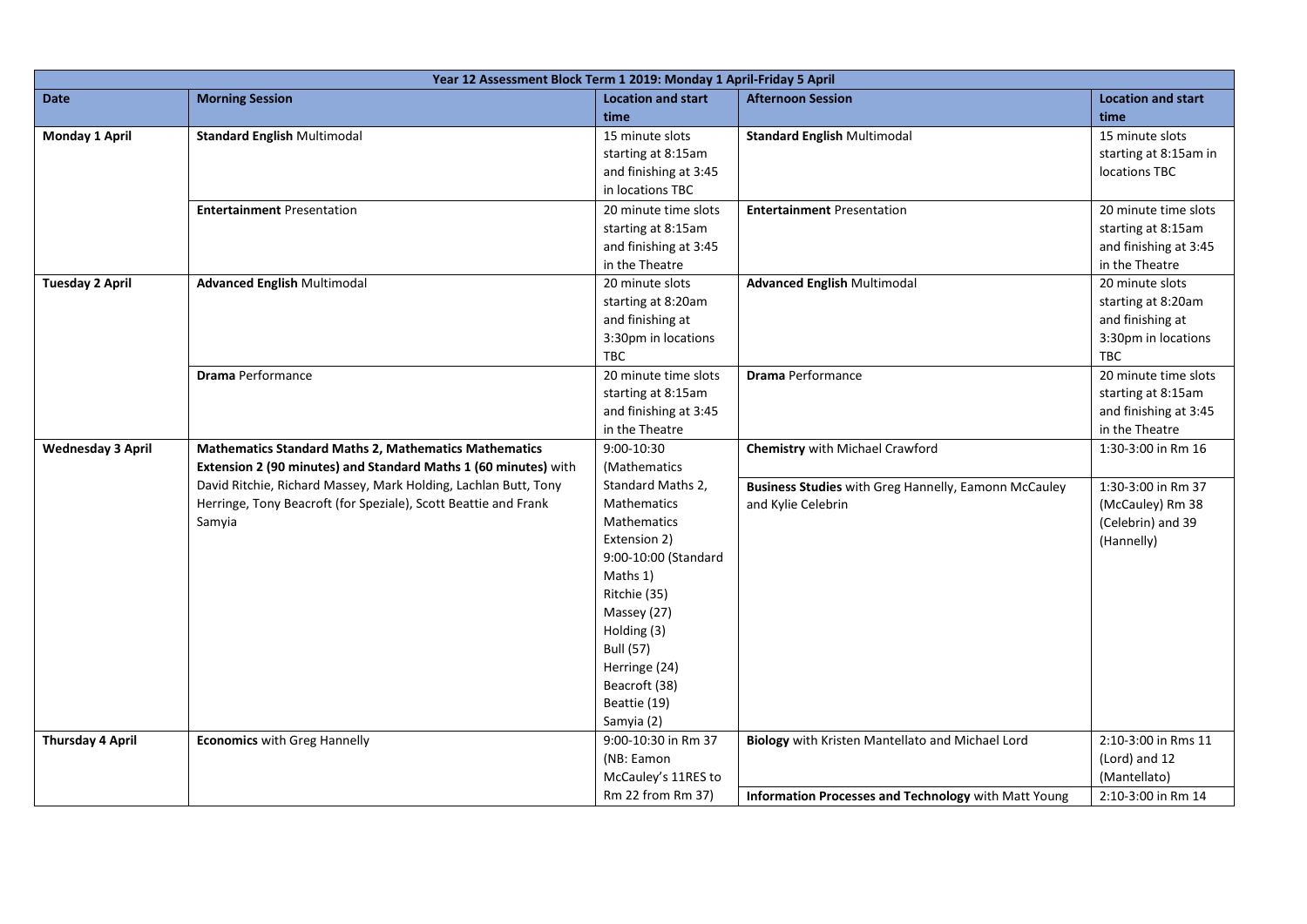| Year 12 Assessment Block Term 1 2019: Monday 1 April-Friday 5 April | | | | |
|---|---|---|---|---|
| **Date** | **Morning Session** | **Location and start time** | **Afternoon Session** | **Location and start time** |
| **Monday 1 April** | **Standard English** Multimodal | 15 minute slots starting at 8:15am and finishing at 3:45 in locations TBC | **Standard English** Multimodal | 15 minute slots starting at 8:15am in locations TBC |
| | **Entertainment** Presentation | 20 minute time slots starting at 8:15am and finishing at 3:45 in the Theatre | **Entertainment** Presentation | 20 minute time slots starting at 8:15am and finishing at 3:45 in the Theatre |
| **Tuesday 2 April** | **Advanced English** Multimodal | 20 minute slots starting at 8:20am and finishing at 3:30pm in locations TBC | **Advanced English** Multimodal | 20 minute slots starting at 8:20am and finishing at 3:30pm in locations TBC |
| | **Drama** Performance | 20 minute time slots starting at 8:15am and finishing at 3:45 in the Theatre | **Drama** Performance | 20 minute time slots starting at 8:15am and finishing at 3:45 in the Theatre |
| **Wednesday 3 April** | **Mathematics Standard Maths 2, Mathematics Mathematics Extension 2 (90 minutes) and Standard Maths 1 (60 minutes)** with David Ritchie, Richard Massey, Mark Holding, Lachlan Butt, Tony Herringe, Tony Beacroft (for Speziale), Scott Beattie and Frank Samyia | 9:00-10:30 (Mathematics Standard Maths 2, Mathematics Mathematics Extension 2) 9:00-10:00 (Standard Maths 1) Ritchie (35) Massey (27) Holding (3) Bull (57) Herringe (24) Beacroft (38) Beattie (19) Samyia (2) | **Chemistry** with Michael Crawford | 1:30-3:00 in Rm 16 |
| | | | **Business Studies** with Greg Hannelly, Eamonn McCauley and Kylie Celebrin | 1:30-3:00 in Rm 37 (McCauley) Rm 38 (Celebrin) and 39 (Hannelly) |
| **Thursday 4 April** | **Economics** with Greg Hannelly | 9:00-10:30 in Rm 37 (NB: Eamon McCauley's 11RES to Rm 22 from Rm 37) | **Biology** with Kristen Mantellato and Michael Lord | 2:10-3:00 in Rms 11 (Lord) and 12 (Mantellato) |
| | | | **Information Processes and Technology** with Matt Young | 2:10-3:00 in Rm 14 |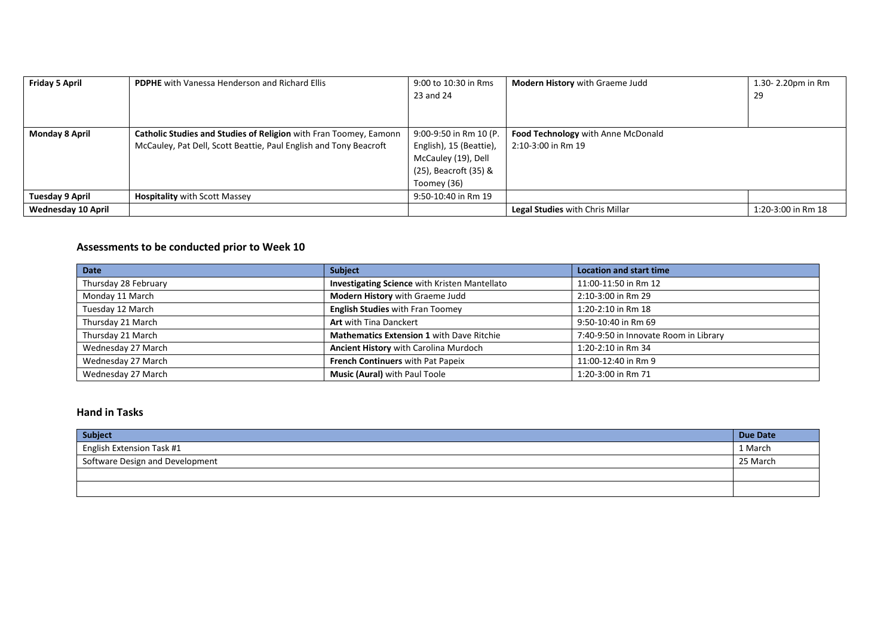| | | | | |
|---|---|---|---|---|
| **Friday 5 April** | **PDPHE** with Vanessa Henderson and Richard Ellis | 9:00 to 10:30 in Rms 23 and 24 | **Modern History** with Graeme Judd | 1.30- 2.20pm in Rm 29 |
| **Monday 8 April** | **Catholic Studies and Studies of Religion** with Fran Toomey, Eamonn McCauley, Pat Dell, Scott Beattie, Paul English and Tony Beacroft | 9:00-9:50 in Rm 10 (P. English), 15 (Beattie), McCauley (19), Dell (25), Beacroft (35) & Toomey (36) | **Food Technology** with Anne McDonald 2:10-3:00 in Rm 19 | |
| **Tuesday 9 April** | **Hospitality** with Scott Massey | 9:50-10:40 in Rm 19 | | |
| **Wednesday 10 April** | | | **Legal Studies** with Chris Millar | 1:20-3:00 in Rm 18 |

## Assessments to be conducted prior to Week 10

| Date | Subject | Location and start time |
|---|---|---|
| Thursday 28 February | **Investigating Science** with Kristen Mantellato | 11:00-11:50 in Rm 12 |
| Monday 11 March | **Modern History** with Graeme Judd | 2:10-3:00 in Rm 29 |
| Tuesday 12 March | **English Studies** with Fran Toomey | 1:20-2:10 in Rm 18 |
| Thursday 21 March | **Art** with Tina Danckert | 9:50-10:40 in Rm 69 |
| Thursday 21 March | **Mathematics Extension 1** with Dave Ritchie | 7:40-9:50 in Innovate Room in Library |
| Wednesday 27 March | **Ancient History** with Carolina Murdoch | 1:20-2:10 in Rm 34 |
| Wednesday 27 March | **French Continuers** with Pat Papeix | 11:00-12:40 in Rm 9 |
| Wednesday 27 March | **Music (Aural)** with Paul Toole | 1:20-3:00 in Rm 71 |

## Hand in Tasks

| Subject | Due Date |
|---|---|
| English Extension Task #1 | 1 March |
| Software Design and Development | 25 March |
| | |
| | |